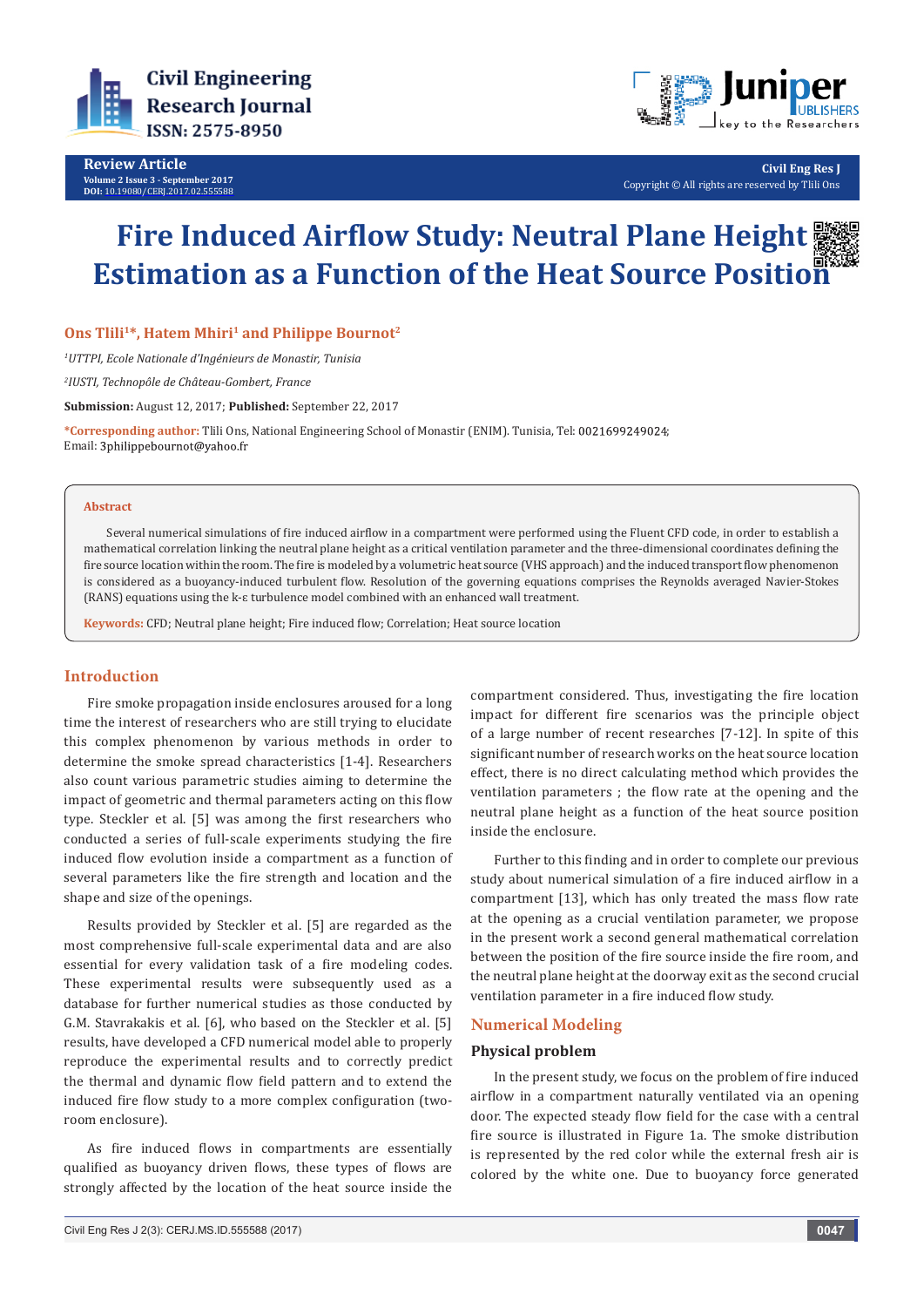Review Article
Volume 2 Issue 3 - September 2017
DOI: 10.19080/CERJ.2017.02.555588

Civil Eng Res J
Copyright © All rights are reserved by Tlili Ons

# Fire Induced Airflow Study: Neutral Plane Height Estimation as a Function of the Heat Source Position

**Ons Tlili[1]\*, Hatem Mhiri[1] and Philippe Bournot[2]**

*[1]UTTPI, Ecole Nationale d'Ingénieurs de Monastir, Tunisia*

*[2]IUSTI, Technopôle de Château-Gombert, France*

**Submission:** August 12, 2017; **Published:** September 22, 2017

**\*Corresponding author:** Tlili Ons, National Engineering School of Monastir (ENIM). Tunisia, Tel: 0021699249024; Email: 3philippebournot@yahoo.fr

## Abstract

Several numerical simulations of fire induced airflow in a compartment were performed using the Fluent CFD code, in order to establish a mathematical correlation linking the neutral plane height as a critical ventilation parameter and the three-dimensional coordinates defining the fire source location within the room. The fire is modeled by a volumetric heat source (VHS approach) and the induced transport flow phenomenon is considered as a buoyancy-induced turbulent flow. Resolution of the governing equations comprises the Reynolds averaged Navier-Stokes (RANS) equations using the k-ε turbulence model combined with an enhanced wall treatment.

**Keywords:** CFD; Neutral plane height; Fire induced flow; Correlation; Heat source location

## Introduction

Fire smoke propagation inside enclosures aroused for a long time the interest of researchers who are still trying to elucidate this complex phenomenon by various methods in order to determine the smoke spread characteristics [1-4]. Researchers also count various parametric studies aiming to determine the impact of geometric and thermal parameters acting on this flow type. Steckler et al. [5] was among the first researchers who conducted a series of full-scale experiments studying the fire induced flow evolution inside a compartment as a function of several parameters like the fire strength and location and the shape and size of the openings.

Results provided by Steckler et al. [5] are regarded as the most comprehensive full-scale experimental data and are also essential for every validation task of a fire modeling codes. These experimental results were subsequently used as a database for further numerical studies as those conducted by G.M. Stavrakakis et al. [6], who based on the Steckler et al. [5] results, have developed a CFD numerical model able to properly reproduce the experimental results and to correctly predict the thermal and dynamic flow field pattern and to extend the induced fire flow study to a more complex configuration (two-room enclosure).

As fire induced flows in compartments are essentially qualified as buoyancy driven flows, these types of flows are strongly affected by the location of the heat source inside the compartment considered. Thus, investigating the fire location impact for different fire scenarios was the principle object of a large number of recent researches [7-12]. In spite of this significant number of research works on the heat source location effect, there is no direct calculating method which provides the ventilation parameters ; the flow rate at the opening and the neutral plane height as a function of the heat source position inside the enclosure.

Further to this finding and in order to complete our previous study about numerical simulation of a fire induced airflow in a compartment [13], which has only treated the mass flow rate at the opening as a crucial ventilation parameter, we propose in the present work a second general mathematical correlation between the position of the fire source inside the fire room, and the neutral plane height at the doorway exit as the second crucial ventilation parameter in a fire induced flow study.

## Numerical Modeling

### Physical problem

In the present study, we focus on the problem of fire induced airflow in a compartment naturally ventilated via an opening door. The expected steady flow field for the case with a central fire source is illustrated in Figure 1a. The smoke distribution is represented by the red color while the external fresh air is colored by the white one. Due to buoyancy force generated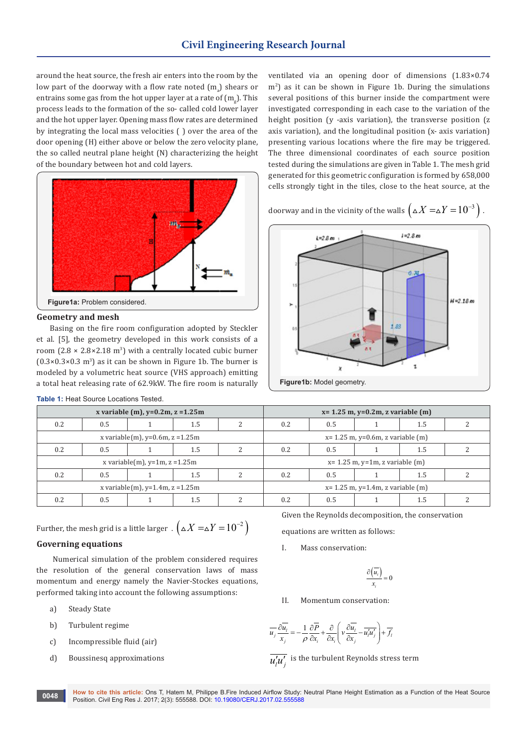around the heat source, the fresh air enters into the room by the low part of the doorway with a flow rate noted ($m_a$) shears or entrains some gas from the hot upper layer at a rate of ($m_g$). This process leads to the formation of the so- called cold lower layer and the hot upper layer. Opening mass flow rates are determined by integrating the local mass velocities ( ) over the area of the door opening (H) either above or below the zero velocity plane, the so called neutral plane height (N) characterizing the height of the boundary between hot and cold layers.

**Figure1a:** Problem considered.

## Geometry and mesh

Basing on the fire room configuration adopted by Steckler et al. [5], the geometry developed in this work consists of a room (2.8 × 2.8×2.18 m[3]) with a centrally located cubic burner (0.3×0.3×0.3 m[3]) as it can be shown in Figure 1b. The burner is modeled by a volumetric heat source (VHS approach) emitting a total heat releasing rate of 62.9kW. The fire room is naturally ventilated via an opening door of dimensions (1.83×0.74 m[2]) as it can be shown in Figure 1b. During the simulations several positions of this burner inside the compartment were investigated corresponding in each case to the variation of the height position (y -axis variation), the transverse position (z axis variation), and the longitudinal position (x- axis variation) presenting various locations where the fire may be triggered. The three dimensional coordinates of each source position tested during the simulations are given in Table 1. The mesh grid generated for this geometric configuration is formed by 658,000 cells strongly tight in the tiles, close to the heat source, at the doorway and in the vicinity of the walls $\left(\Delta X = \Delta Y = 10^{-3}\right)$.

**Figure1b:** Model geometry.

**Table 1:** Heat Source Locations Tested.

| x variable (m), y=0.2m, z =1.25m | | | | | x= 1.25 m, y=0.2m, z variable (m) | | | | |
|---|---|---|---|---|---|---|---|---|---|
| 0.2 | 0.5 | 1 | 1.5 | 2 | 0.2 | 0.5 | 1 | 1.5 | 2 |
| x variable(m), y=0.6m, z =1.25m | | | | | x= 1.25 m, y=0.6m, z variable (m) | | | | |
| 0.2 | 0.5 | 1 | 1.5 | 2 | 0.2 | 0.5 | 1 | 1.5 | 2 |
| x variable(m), y=1m, z =1.25m | | | | | x= 1.25 m, y=1m, z variable (m) | | | | |
| 0.2 | 0.5 | 1 | 1.5 | 2 | 0.2 | 0.5 | 1 | 1.5 | 2 |
| x variable(m), y=1.4m, z =1.25m | | | | | x= 1.25 m, y=1.4m, z variable (m) | | | | |
| 0.2 | 0.5 | 1 | 1.5 | 2 | 0.2 | 0.5 | 1 | 1.5 | 2 |

Further, the mesh grid is a little larger . $\left(\Delta X = \Delta Y = 10^{-2}\right)$

## Governing equations

Numerical simulation of the problem considered requires the resolution of the general conservation laws of mass momentum and energy namely the Navier-Stockes equations, performed taking into account the following assumptions:

a) Steady State

b) Turbulent regime

c) Incompressible fluid (air)

d) Boussinesq approximations

Given the Reynolds decomposition, the conservation equations are written as follows:

I. Mass conservation:

$$\frac{\partial\left(\overline{u_i}\right)}{x_i} = 0$$

II. Momentum conservation:

$$\overline{u_j}\frac{\partial \overline{u_i}}{x_j} = -\frac{1}{\rho}\frac{\partial \overline{P}}{\partial x_i} + \frac{\partial}{\partial x_i}\left(v\frac{\partial \overline{u_i}}{\partial x_j} - \overline{u_i' u_j'}\right) + \overline{f_i}$$

$\overline{u_i' u_j'}$ is the turbulent Reynolds stress term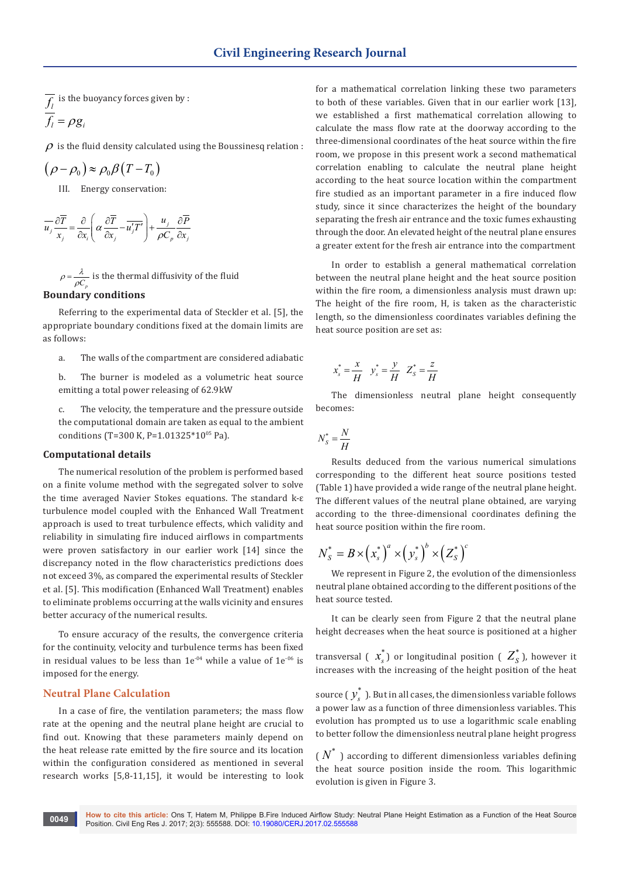$\overline{f_l}$ is the buoyancy forces given by :

$$\overline{f_l} = \rho g_i$$

$\rho$ is the fluid density calculated using the Boussinesq relation :

$$(\rho - \rho_0) \approx \rho_0 \beta (T - T_0)$$

III. Energy conservation:

$$\overline{u_j} \frac{\partial \overline{T}}{x_j} = \frac{\partial}{\partial x_i}\left( \alpha \frac{\partial \overline{T}}{\partial x_j} - \overline{u_j' T'} \right) + \frac{u_j}{\rho C_p} \frac{\partial \overline{P}}{\partial x_j}$$

$\rho = \frac{\lambda}{\rho C_p}$ is the thermal diffusivity of the fluid

### Boundary conditions

Referring to the experimental data of Steckler et al. [5], the appropriate boundary conditions fixed at the domain limits are as follows:

a. The walls of the compartment are considered adiabatic

b. The burner is modeled as a volumetric heat source emitting a total power releasing of 62.9kW

c. The velocity, the temperature and the pressure outside the computational domain are taken as equal to the ambient conditions (T=300 K, P=1.01325*10$^{05}$ Pa).

### Computational details

The numerical resolution of the problem is performed based on a finite volume method with the segregated solver to solve the time averaged Navier Stokes equations. The standard k-ε turbulence model coupled with the Enhanced Wall Treatment approach is used to treat turbulence effects, which validity and reliability in simulating fire induced airflows in compartments were proven satisfactory in our earlier work [14] since the discrepancy noted in the flow characteristics predictions does not exceed 3%, as compared the experimental results of Steckler et al. [5]. This modification (Enhanced Wall Treatment) enables to eliminate problems occurring at the walls vicinity and ensures better accuracy of the numerical results.

To ensure accuracy of the results, the convergence criteria for the continuity, velocity and turbulence terms has been fixed in residual values to be less than 1e$^{-04}$ while a value of 1e$^{-06}$ is imposed for the energy.

## Neutral Plane Calculation

In a case of fire, the ventilation parameters; the mass flow rate at the opening and the neutral plane height are crucial to find out. Knowing that these parameters mainly depend on the heat release rate emitted by the fire source and its location within the configuration considered as mentioned in several research works [5,8-11,15], it would be interesting to look for a mathematical correlation linking these two parameters to both of these variables. Given that in our earlier work [13], we established a first mathematical correlation allowing to calculate the mass flow rate at the doorway according to the three-dimensional coordinates of the heat source within the fire room, we propose in this present work a second mathematical correlation enabling to calculate the neutral plane height according to the heat source location within the compartment fire studied as an important parameter in a fire induced flow study, since it since characterizes the height of the boundary separating the fresh air entrance and the toxic fumes exhausting through the door. An elevated height of the neutral plane ensures a greater extent for the fresh air entrance into the compartment

In order to establish a general mathematical correlation between the neutral plane height and the heat source position within the fire room, a dimensionless analysis must drawn up: The height of the fire room, H, is taken as the characteristic length, so the dimensionless coordinates variables defining the heat source position are set as:

$$x_s^* = \frac{x}{H} \quad y_s^* = \frac{y}{H} \quad Z_S^* = \frac{z}{H}$$

The dimensionless neutral plane height consequently becomes:

$$N_S^* = \frac{N}{H}$$

Results deduced from the various numerical simulations corresponding to the different heat source positions tested (Table 1) have provided a wide range of the neutral plane height. The different values of the neutral plane obtained, are varying according to the three-dimensional coordinates defining the heat source position within the fire room.

$$N_S^* = B \times \left(x_s^*\right)^a \times \left(y_s^*\right)^b \times \left(Z_S^*\right)^c$$

We represent in Figure 2, the evolution of the dimensionless neutral plane obtained according to the different positions of the heat source tested.

It can be clearly seen from Figure 2 that the neutral plane height decreases when the heat source is positioned at a higher transversal ( $x_s^*$ ) or longitudinal position ( $Z_S^*$ ), however it increases with the increasing of the height position of the heat source ( $y_s^*$ ). But in all cases, the dimensionless variable follows a power law as a function of three dimensionless variables. This evolution has prompted us to use a logarithmic scale enabling to better follow the dimensionless neutral plane height progress ( $N^*$ ) according to different dimensionless variables defining the heat source position inside the room. This logarithmic evolution is given in Figure 3.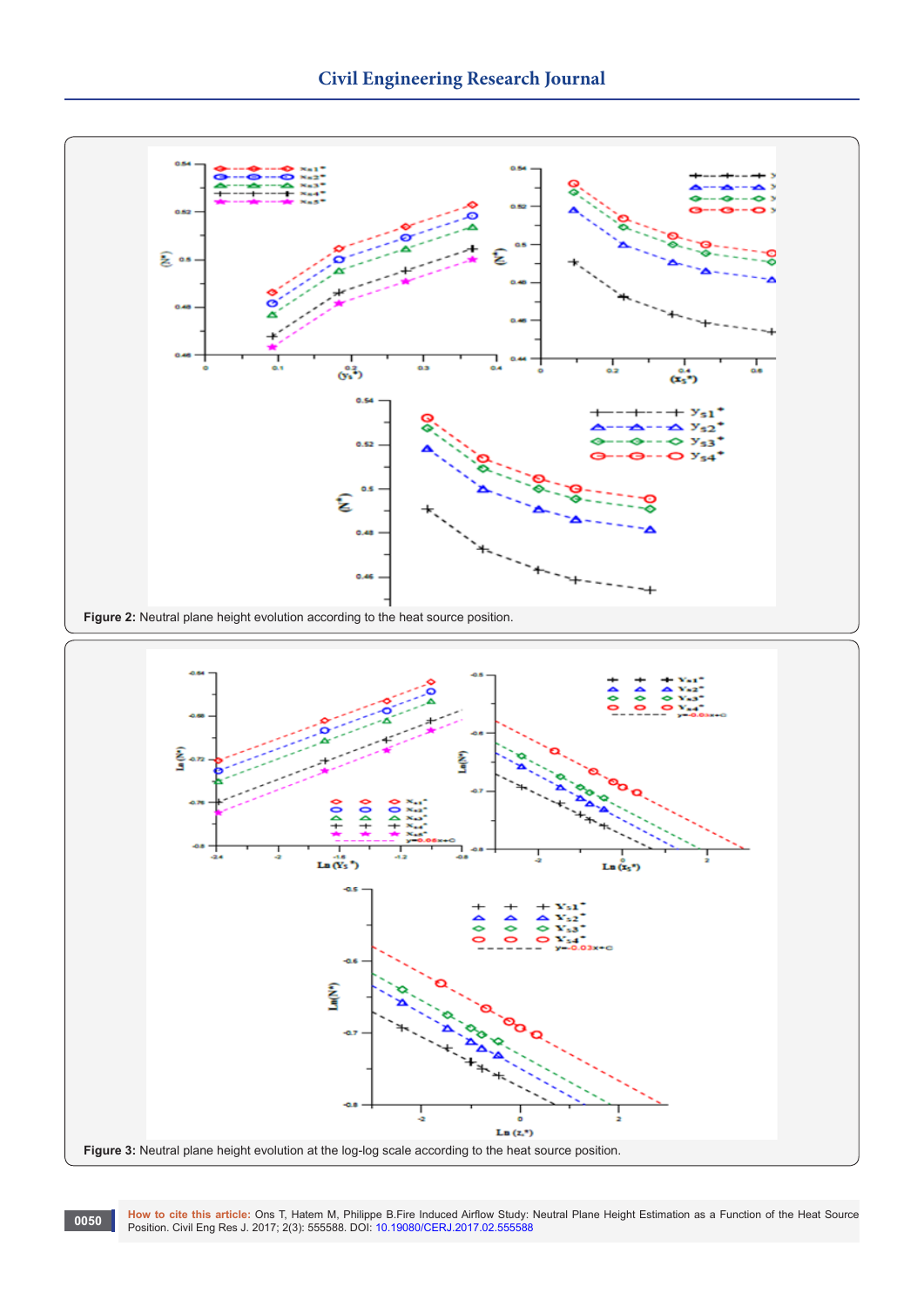**Figure 2:** Neutral plane height evolution according to the heat source position.

**Figure 3:** Neutral plane height evolution at the log-log scale according to the heat source position.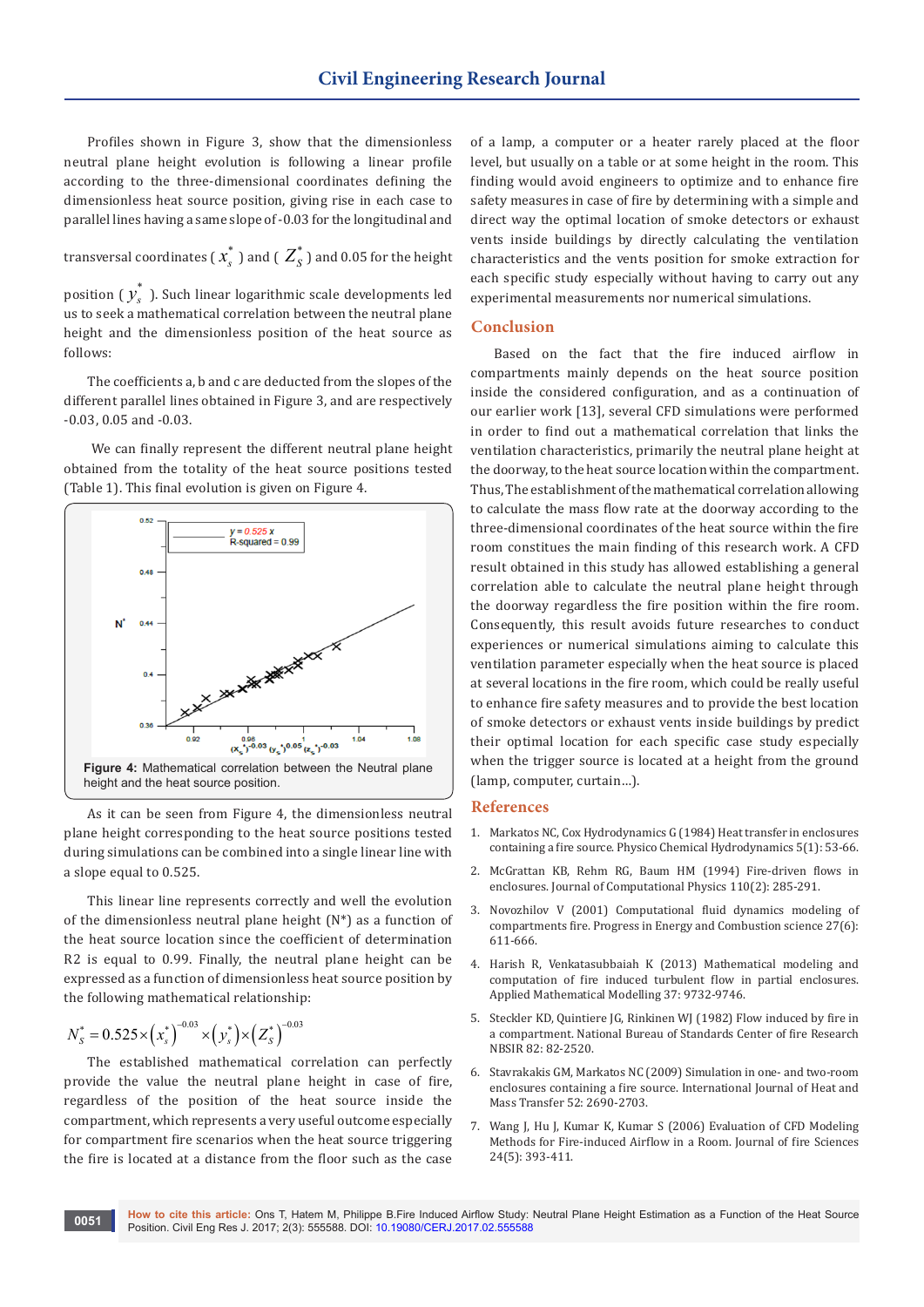Profiles shown in Figure 3, show that the dimensionless neutral plane height evolution is following a linear profile according to the three-dimensional coordinates defining the dimensionless heat source position, giving rise in each case to parallel lines having a same slope of -0.03 for the longitudinal and transversal coordinates ( $x_s^*$ ) and ( $Z_S^*$ ) and 0.05 for the height position ( $y_s^*$ ). Such linear logarithmic scale developments led us to seek a mathematical correlation between the neutral plane height and the dimensionless position of the heat source as follows:

The coefficients a, b and c are deducted from the slopes of the different parallel lines obtained in Figure 3, and are respectively -0.03, 0.05 and -0.03.

We can finally represent the different neutral plane height obtained from the totality of the heat source positions tested (Table 1). This final evolution is given on Figure 4.

**Figure 4:** Mathematical correlation between the Neutral plane height and the heat source position.

As it can be seen from Figure 4, the dimensionless neutral plane height corresponding to the heat source positions tested during simulations can be combined into a single linear line with a slope equal to 0.525.

This linear line represents correctly and well the evolution of the dimensionless neutral plane height (N*) as a function of the heat source location since the coefficient of determination R2 is equal to 0.99. Finally, the neutral plane height can be expressed as a function of dimensionless heat source position by the following mathematical relationship:

$$N_S^* = 0.525 \times \left(x_s^*\right)^{-0.03} \times \left(y_s^*\right) \times \left(Z_S^*\right)^{-0.03}$$

The established mathematical correlation can perfectly provide the value the neutral plane height in case of fire, regardless of the position of the heat source inside the compartment, which represents a very useful outcome especially for compartment fire scenarios when the heat source triggering the fire is located at a distance from the floor such as the case of a lamp, a computer or a heater rarely placed at the floor level, but usually on a table or at some height in the room. This finding would avoid engineers to optimize and to enhance fire safety measures in case of fire by determining with a simple and direct way the optimal location of smoke detectors or exhaust vents inside buildings by directly calculating the ventilation characteristics and the vents position for smoke extraction for each specific study especially without having to carry out any experimental measurements nor numerical simulations.

## Conclusion

Based on the fact that the fire induced airflow in compartments mainly depends on the heat source position inside the considered configuration, and as a continuation of our earlier work [13], several CFD simulations were performed in order to find out a mathematical correlation that links the ventilation characteristics, primarily the neutral plane height at the doorway, to the heat source location within the compartment. Thus, The establishment of the mathematical correlation allowing to calculate the mass flow rate at the doorway according to the three-dimensional coordinates of the heat source within the fire room constitues the main finding of this research work. A CFD result obtained in this study has allowed establishing a general correlation able to calculate the neutral plane height through the doorway regardless the fire position within the fire room. Consequently, this result avoids future researches to conduct experiences or numerical simulations aiming to calculate this ventilation parameter especially when the heat source is placed at several locations in the fire room, which could be really useful to enhance fire safety measures and to provide the best location of smoke detectors or exhaust vents inside buildings by predict their optimal location for each specific case study especially when the trigger source is located at a height from the ground (lamp, computer, curtain…).

## References

1. Markatos NC, Cox Hydrodynamics G (1984) Heat transfer in enclosures containing a fire source. Physico Chemical Hydrodynamics 5(1): 53-66.
2. McGrattan KB, Rehm RG, Baum HM (1994) Fire-driven flows in enclosures. Journal of Computational Physics 110(2): 285-291.
3. Novozhilov V (2001) Computational fluid dynamics modeling of compartments fire. Progress in Energy and Combustion science 27(6): 611-666.
4. Harish R, Venkatasubbaiah K (2013) Mathematical modeling and computation of fire induced turbulent flow in partial enclosures. Applied Mathematical Modelling 37: 9732-9746.
5. Steckler KD, Quintiere JG, Rinkinen WJ (1982) Flow induced by fire in a compartment. National Bureau of Standards Center of fire Research NBSIR 82: 82-2520.
6. Stavrakakis GM, Markatos NC (2009) Simulation in one- and two-room enclosures containing a fire source. International Journal of Heat and Mass Transfer 52: 2690-2703.
7. Wang J, Hu J, Kumar K, Kumar S (2006) Evaluation of CFD Modeling Methods for Fire-induced Airflow in a Room. Journal of fire Sciences 24(5): 393-411.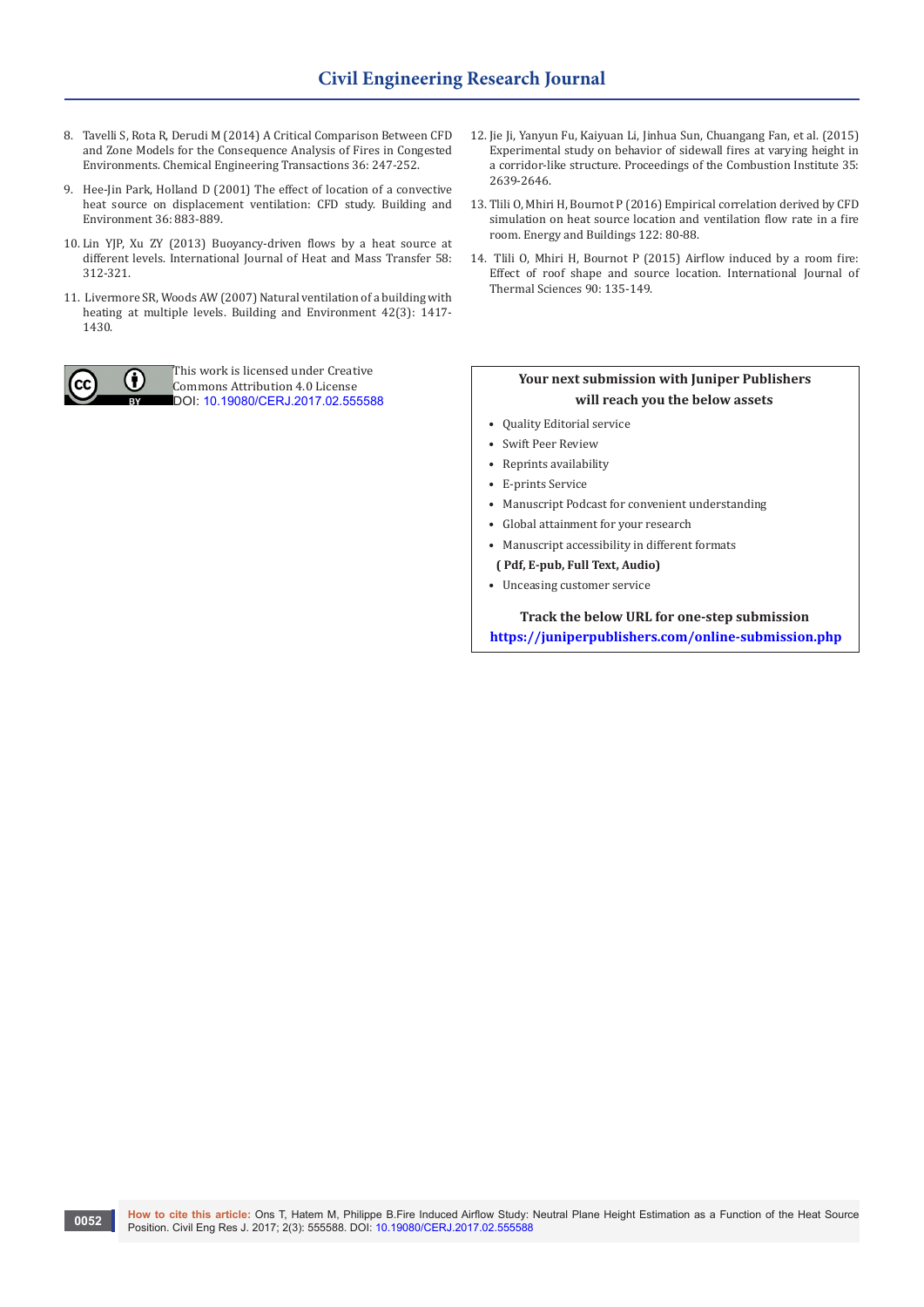8. Tavelli S, Rota R, Derudi M (2014) A Critical Comparison Between CFD and Zone Models for the Consequence Analysis of Fires in Congested Environments. Chemical Engineering Transactions 36: 247-252.
9. Hee-Jin Park, Holland D (2001) The effect of location of a convective heat source on displacement ventilation: CFD study. Building and Environment 36: 883-889.
10. Lin YJP, Xu ZY (2013) Buoyancy-driven flows by a heat source at different levels. International Journal of Heat and Mass Transfer 58: 312-321.
11. Livermore SR, Woods AW (2007) Natural ventilation of a building with heating at multiple levels. Building and Environment 42(3): 1417-1430.
12. Jie Ji, Yanyun Fu, Kaiyuan Li, Jinhua Sun, Chuangang Fan, et al. (2015) Experimental study on behavior of sidewall fires at varying height in a corridor-like structure. Proceedings of the Combustion Institute 35: 2639-2646.
13. Tlili O, Mhiri H, Bournot P (2016) Empirical correlation derived by CFD simulation on heat source location and ventilation flow rate in a fire room. Energy and Buildings 122: 80-88.
14. Tlili O, Mhiri H, Bournot P (2015) Airflow induced by a room fire: Effect of roof shape and source location. International Journal of Thermal Sciences 90: 135-149.

This work is licensed under Creative Commons Attribution 4.0 License
DOI: 10.19080/CERJ.2017.02.555588

**Your next submission with Juniper Publishers will reach you the below assets**

- Quality Editorial service
- Swift Peer Review
- Reprints availability
- E-prints Service
- Manuscript Podcast for convenient understanding
- Global attainment for your research
- Manuscript accessibility in different formats

**( Pdf, E-pub, Full Text, Audio)**

- Unceasing customer service

**Track the below URL for one-step submission**
**https://juniperpublishers.com/online-submission.php**

**How to cite this article:** Ons T, Hatem M, Philippe B.Fire Induced Airflow Study: Neutral Plane Height Estimation as a Function of the Heat Source Position. Civil Eng Res J. 2017; 2(3): 555588. DOI: 10.19080/CERJ.2017.02.555588